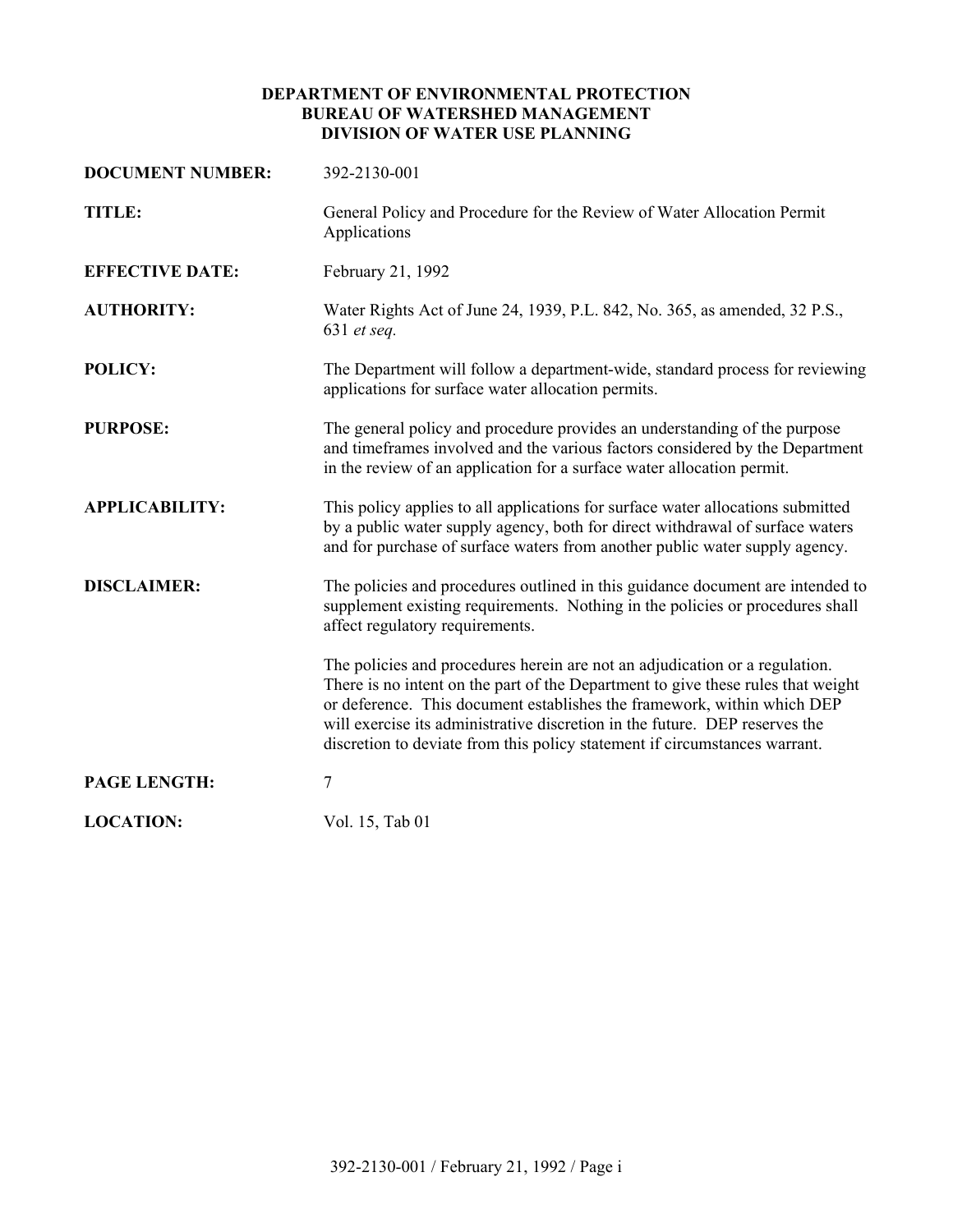**DEPARTMENT OF ENVIRONMENTAL PROTECTION**
**BUREAU OF WATERSHED MANAGEMENT**
**DIVISION OF WATER USE PLANNING**

**DOCUMENT NUMBER:** 392-2130-001

**TITLE:** General Policy and Procedure for the Review of Water Allocation Permit Applications

**EFFECTIVE DATE:** February 21, 1992

**AUTHORITY:** Water Rights Act of June 24, 1939, P.L. 842, No. 365, as amended, 32 P.S., 631 *et seq.*

**POLICY:** The Department will follow a department-wide, standard process for reviewing applications for surface water allocation permits.

**PURPOSE:** The general policy and procedure provides an understanding of the purpose and timeframes involved and the various factors considered by the Department in the review of an application for a surface water allocation permit.

**APPLICABILITY:** This policy applies to all applications for surface water allocations submitted by a public water supply agency, both for direct withdrawal of surface waters and for purchase of surface waters from another public water supply agency.

**DISCLAIMER:** The policies and procedures outlined in this guidance document are intended to supplement existing requirements. Nothing in the policies or procedures shall affect regulatory requirements.

The policies and procedures herein are not an adjudication or a regulation. There is no intent on the part of the Department to give these rules that weight or deference. This document establishes the framework, within which DEP will exercise its administrative discretion in the future. DEP reserves the discretion to deviate from this policy statement if circumstances warrant.

**PAGE LENGTH:** 7

**LOCATION:** Vol. 15, Tab 01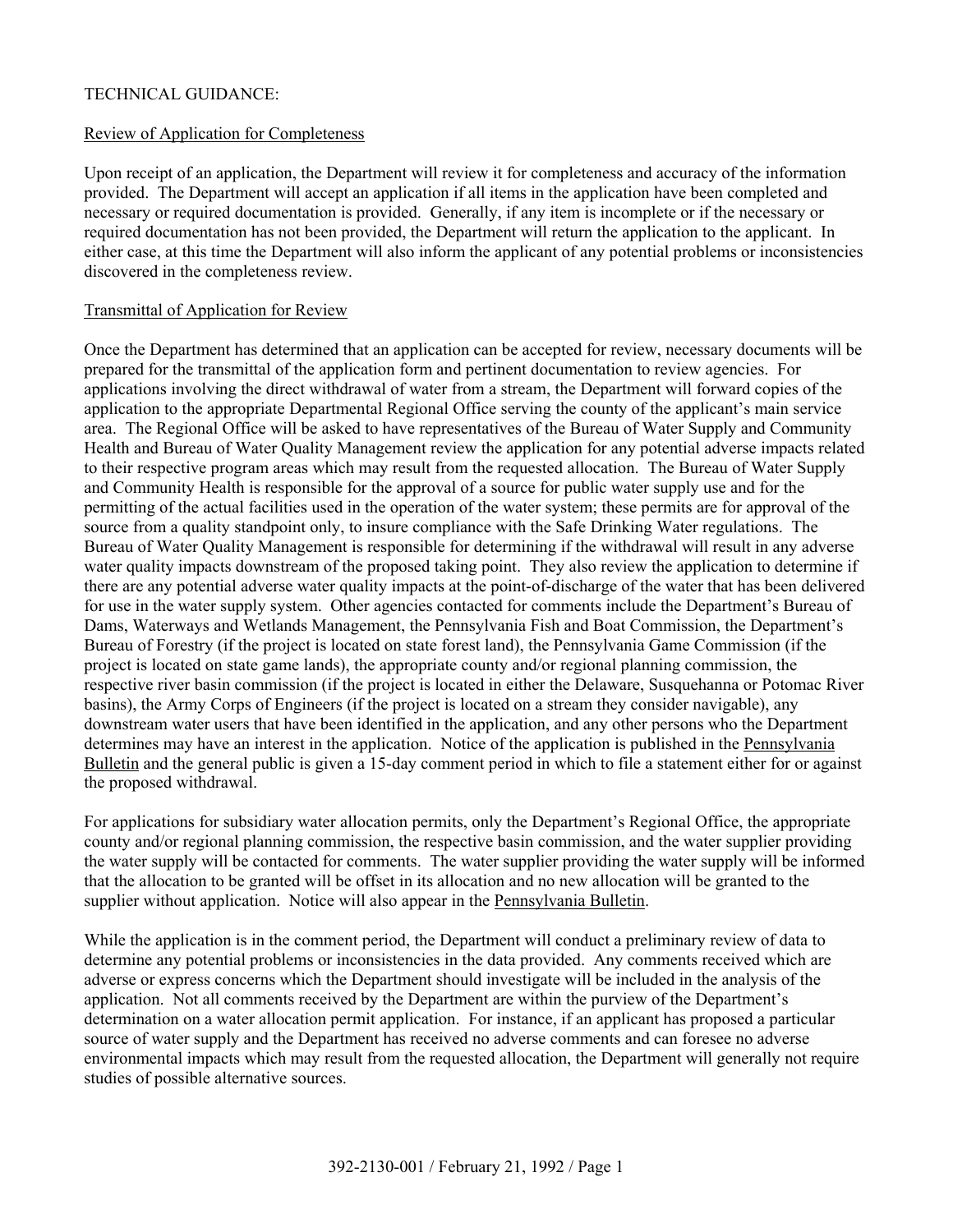TECHNICAL GUIDANCE:

Review of Application for Completeness

Upon receipt of an application, the Department will review it for completeness and accuracy of the information provided. The Department will accept an application if all items in the application have been completed and necessary or required documentation is provided. Generally, if any item is incomplete or if the necessary or required documentation has not been provided, the Department will return the application to the applicant. In either case, at this time the Department will also inform the applicant of any potential problems or inconsistencies discovered in the completeness review.

Transmittal of Application for Review

Once the Department has determined that an application can be accepted for review, necessary documents will be prepared for the transmittal of the application form and pertinent documentation to review agencies. For applications involving the direct withdrawal of water from a stream, the Department will forward copies of the application to the appropriate Departmental Regional Office serving the county of the applicant's main service area. The Regional Office will be asked to have representatives of the Bureau of Water Supply and Community Health and Bureau of Water Quality Management review the application for any potential adverse impacts related to their respective program areas which may result from the requested allocation. The Bureau of Water Supply and Community Health is responsible for the approval of a source for public water supply use and for the permitting of the actual facilities used in the operation of the water system; these permits are for approval of the source from a quality standpoint only, to insure compliance with the Safe Drinking Water regulations. The Bureau of Water Quality Management is responsible for determining if the withdrawal will result in any adverse water quality impacts downstream of the proposed taking point. They also review the application to determine if there are any potential adverse water quality impacts at the point-of-discharge of the water that has been delivered for use in the water supply system. Other agencies contacted for comments include the Department's Bureau of Dams, Waterways and Wetlands Management, the Pennsylvania Fish and Boat Commission, the Department's Bureau of Forestry (if the project is located on state forest land), the Pennsylvania Game Commission (if the project is located on state game lands), the appropriate county and/or regional planning commission, the respective river basin commission (if the project is located in either the Delaware, Susquehanna or Potomac River basins), the Army Corps of Engineers (if the project is located on a stream they consider navigable), any downstream water users that have been identified in the application, and any other persons who the Department determines may have an interest in the application. Notice of the application is published in the Pennsylvania Bulletin and the general public is given a 15-day comment period in which to file a statement either for or against the proposed withdrawal.

For applications for subsidiary water allocation permits, only the Department's Regional Office, the appropriate county and/or regional planning commission, the respective basin commission, and the water supplier providing the water supply will be contacted for comments. The water supplier providing the water supply will be informed that the allocation to be granted will be offset in its allocation and no new allocation will be granted to the supplier without application. Notice will also appear in the Pennsylvania Bulletin.

While the application is in the comment period, the Department will conduct a preliminary review of data to determine any potential problems or inconsistencies in the data provided. Any comments received which are adverse or express concerns which the Department should investigate will be included in the analysis of the application. Not all comments received by the Department are within the purview of the Department's determination on a water allocation permit application. For instance, if an applicant has proposed a particular source of water supply and the Department has received no adverse comments and can foresee no adverse environmental impacts which may result from the requested allocation, the Department will generally not require studies of possible alternative sources.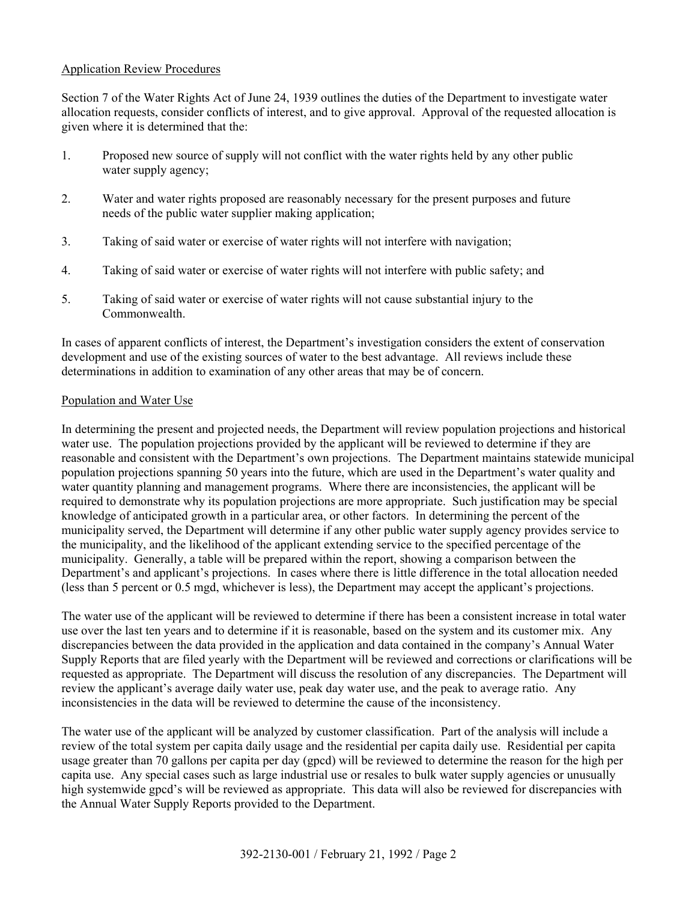Application Review Procedures

Section 7 of the Water Rights Act of June 24, 1939 outlines the duties of the Department to investigate water allocation requests, consider conflicts of interest, and to give approval. Approval of the requested allocation is given where it is determined that the:

1. Proposed new source of supply will not conflict with the water rights held by any other public water supply agency;

2. Water and water rights proposed are reasonably necessary for the present purposes and future needs of the public water supplier making application;

3. Taking of said water or exercise of water rights will not interfere with navigation;

4. Taking of said water or exercise of water rights will not interfere with public safety; and

5. Taking of said water or exercise of water rights will not cause substantial injury to the Commonwealth.

In cases of apparent conflicts of interest, the Department's investigation considers the extent of conservation development and use of the existing sources of water to the best advantage. All reviews include these determinations in addition to examination of any other areas that may be of concern.

Population and Water Use

In determining the present and projected needs, the Department will review population projections and historical water use. The population projections provided by the applicant will be reviewed to determine if they are reasonable and consistent with the Department's own projections. The Department maintains statewide municipal population projections spanning 50 years into the future, which are used in the Department's water quality and water quantity planning and management programs. Where there are inconsistencies, the applicant will be required to demonstrate why its population projections are more appropriate. Such justification may be special knowledge of anticipated growth in a particular area, or other factors. In determining the percent of the municipality served, the Department will determine if any other public water supply agency provides service to the municipality, and the likelihood of the applicant extending service to the specified percentage of the municipality. Generally, a table will be prepared within the report, showing a comparison between the Department's and applicant's projections. In cases where there is little difference in the total allocation needed (less than 5 percent or 0.5 mgd, whichever is less), the Department may accept the applicant's projections.

The water use of the applicant will be reviewed to determine if there has been a consistent increase in total water use over the last ten years and to determine if it is reasonable, based on the system and its customer mix. Any discrepancies between the data provided in the application and data contained in the company's Annual Water Supply Reports that are filed yearly with the Department will be reviewed and corrections or clarifications will be requested as appropriate. The Department will discuss the resolution of any discrepancies. The Department will review the applicant's average daily water use, peak day water use, and the peak to average ratio. Any inconsistencies in the data will be reviewed to determine the cause of the inconsistency.

The water use of the applicant will be analyzed by customer classification. Part of the analysis will include a review of the total system per capita daily usage and the residential per capita daily use. Residential per capita usage greater than 70 gallons per capita per day (gpcd) will be reviewed to determine the reason for the high per capita use. Any special cases such as large industrial use or resales to bulk water supply agencies or unusually high systemwide gpcd's will be reviewed as appropriate. This data will also be reviewed for discrepancies with the Annual Water Supply Reports provided to the Department.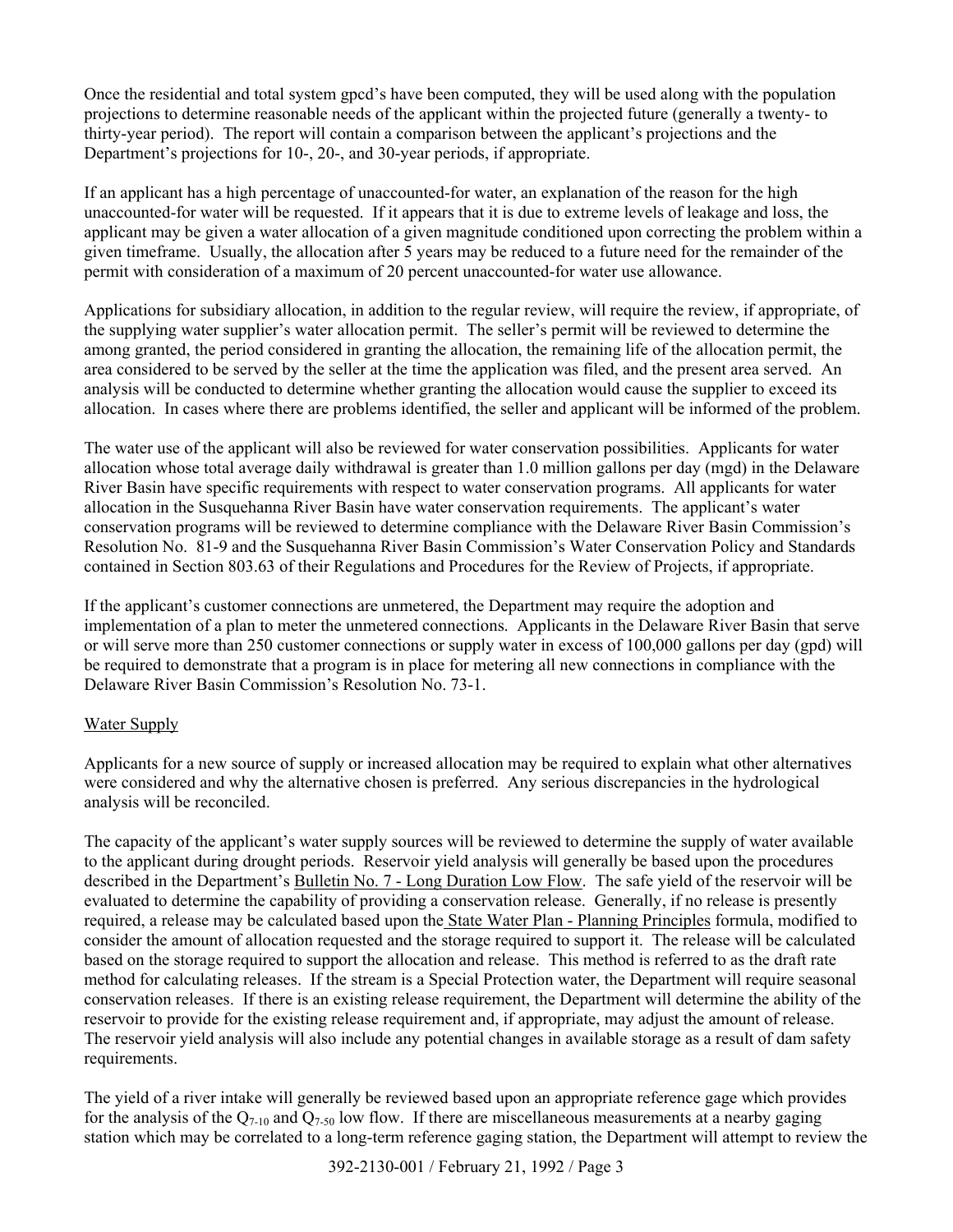Once the residential and total system gpcd's have been computed, they will be used along with the population projections to determine reasonable needs of the applicant within the projected future (generally a twenty- to thirty-year period). The report will contain a comparison between the applicant's projections and the Department's projections for 10-, 20-, and 30-year periods, if appropriate.

If an applicant has a high percentage of unaccounted-for water, an explanation of the reason for the high unaccounted-for water will be requested. If it appears that it is due to extreme levels of leakage and loss, the applicant may be given a water allocation of a given magnitude conditioned upon correcting the problem within a given timeframe. Usually, the allocation after 5 years may be reduced to a future need for the remainder of the permit with consideration of a maximum of 20 percent unaccounted-for water use allowance.

Applications for subsidiary allocation, in addition to the regular review, will require the review, if appropriate, of the supplying water supplier's water allocation permit. The seller's permit will be reviewed to determine the among granted, the period considered in granting the allocation, the remaining life of the allocation permit, the area considered to be served by the seller at the time the application was filed, and the present area served. An analysis will be conducted to determine whether granting the allocation would cause the supplier to exceed its allocation. In cases where there are problems identified, the seller and applicant will be informed of the problem.

The water use of the applicant will also be reviewed for water conservation possibilities. Applicants for water allocation whose total average daily withdrawal is greater than 1.0 million gallons per day (mgd) in the Delaware River Basin have specific requirements with respect to water conservation programs. All applicants for water allocation in the Susquehanna River Basin have water conservation requirements. The applicant's water conservation programs will be reviewed to determine compliance with the Delaware River Basin Commission's Resolution No. 81-9 and the Susquehanna River Basin Commission's Water Conservation Policy and Standards contained in Section 803.63 of their Regulations and Procedures for the Review of Projects, if appropriate.

If the applicant's customer connections are unmetered, the Department may require the adoption and implementation of a plan to meter the unmetered connections. Applicants in the Delaware River Basin that serve or will serve more than 250 customer connections or supply water in excess of 100,000 gallons per day (gpd) will be required to demonstrate that a program is in place for metering all new connections in compliance with the Delaware River Basin Commission's Resolution No. 73-1.

## Water Supply

Applicants for a new source of supply or increased allocation may be required to explain what other alternatives were considered and why the alternative chosen is preferred. Any serious discrepancies in the hydrological analysis will be reconciled.

The capacity of the applicant's water supply sources will be reviewed to determine the supply of water available to the applicant during drought periods. Reservoir yield analysis will generally be based upon the procedures described in the Department's Bulletin No. 7 - Long Duration Low Flow. The safe yield of the reservoir will be evaluated to determine the capability of providing a conservation release. Generally, if no release is presently required, a release may be calculated based upon the State Water Plan - Planning Principles formula, modified to consider the amount of allocation requested and the storage required to support it. The release will be calculated based on the storage required to support the allocation and release. This method is referred to as the draft rate method for calculating releases. If the stream is a Special Protection water, the Department will require seasonal conservation releases. If there is an existing release requirement, the Department will determine the ability of the reservoir to provide for the existing release requirement and, if appropriate, may adjust the amount of release. The reservoir yield analysis will also include any potential changes in available storage as a result of dam safety requirements.

The yield of a river intake will generally be reviewed based upon an appropriate reference gage which provides for the analysis of the $Q_{7-10}$ and $Q_{7-50}$ low flow. If there are miscellaneous measurements at a nearby gaging station which may be correlated to a long-term reference gaging station, the Department will attempt to review the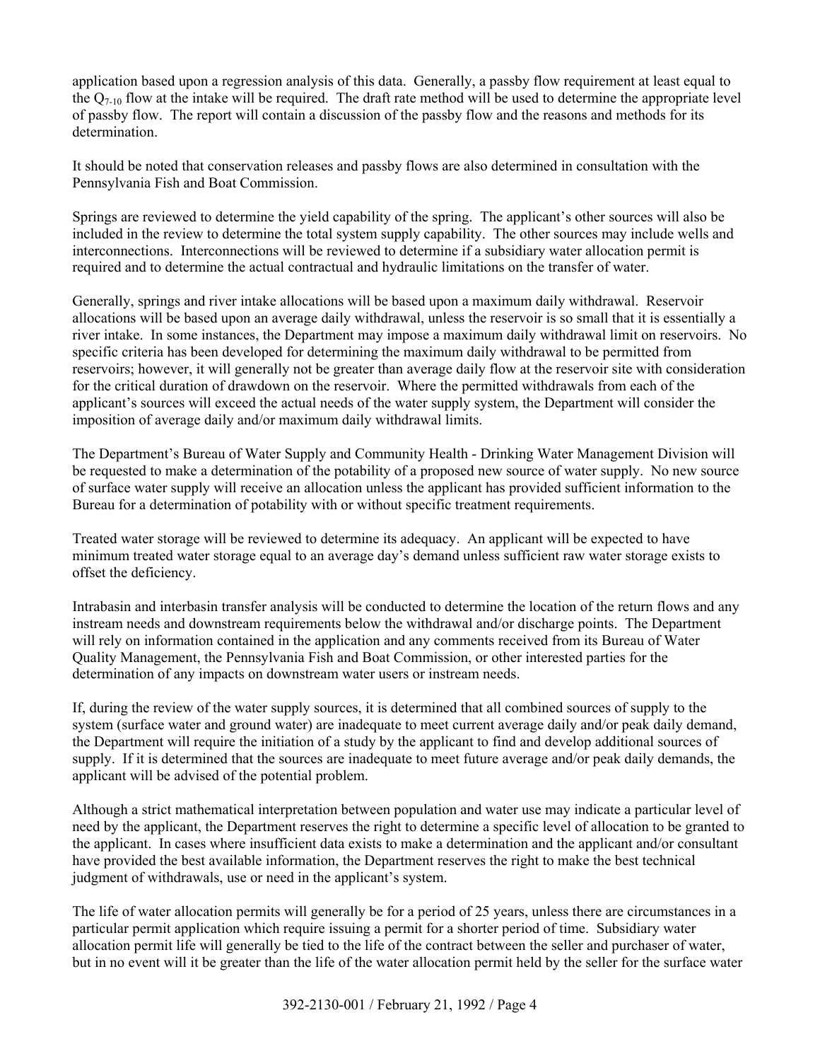application based upon a regression analysis of this data. Generally, a passby flow requirement at least equal to the $Q_{7-10}$ flow at the intake will be required. The draft rate method will be used to determine the appropriate level of passby flow. The report will contain a discussion of the passby flow and the reasons and methods for its determination.

It should be noted that conservation releases and passby flows are also determined in consultation with the Pennsylvania Fish and Boat Commission.

Springs are reviewed to determine the yield capability of the spring. The applicant's other sources will also be included in the review to determine the total system supply capability. The other sources may include wells and interconnections. Interconnections will be reviewed to determine if a subsidiary water allocation permit is required and to determine the actual contractual and hydraulic limitations on the transfer of water.

Generally, springs and river intake allocations will be based upon a maximum daily withdrawal. Reservoir allocations will be based upon an average daily withdrawal, unless the reservoir is so small that it is essentially a river intake. In some instances, the Department may impose a maximum daily withdrawal limit on reservoirs. No specific criteria has been developed for determining the maximum daily withdrawal to be permitted from reservoirs; however, it will generally not be greater than average daily flow at the reservoir site with consideration for the critical duration of drawdown on the reservoir. Where the permitted withdrawals from each of the applicant's sources will exceed the actual needs of the water supply system, the Department will consider the imposition of average daily and/or maximum daily withdrawal limits.

The Department's Bureau of Water Supply and Community Health - Drinking Water Management Division will be requested to make a determination of the potability of a proposed new source of water supply. No new source of surface water supply will receive an allocation unless the applicant has provided sufficient information to the Bureau for a determination of potability with or without specific treatment requirements.

Treated water storage will be reviewed to determine its adequacy. An applicant will be expected to have minimum treated water storage equal to an average day's demand unless sufficient raw water storage exists to offset the deficiency.

Intrabasin and interbasin transfer analysis will be conducted to determine the location of the return flows and any instream needs and downstream requirements below the withdrawal and/or discharge points. The Department will rely on information contained in the application and any comments received from its Bureau of Water Quality Management, the Pennsylvania Fish and Boat Commission, or other interested parties for the determination of any impacts on downstream water users or instream needs.

If, during the review of the water supply sources, it is determined that all combined sources of supply to the system (surface water and ground water) are inadequate to meet current average daily and/or peak daily demand, the Department will require the initiation of a study by the applicant to find and develop additional sources of supply. If it is determined that the sources are inadequate to meet future average and/or peak daily demands, the applicant will be advised of the potential problem.

Although a strict mathematical interpretation between population and water use may indicate a particular level of need by the applicant, the Department reserves the right to determine a specific level of allocation to be granted to the applicant. In cases where insufficient data exists to make a determination and the applicant and/or consultant have provided the best available information, the Department reserves the right to make the best technical judgment of withdrawals, use or need in the applicant's system.

The life of water allocation permits will generally be for a period of 25 years, unless there are circumstances in a particular permit application which require issuing a permit for a shorter period of time. Subsidiary water allocation permit life will generally be tied to the life of the contract between the seller and purchaser of water, but in no event will it be greater than the life of the water allocation permit held by the seller for the surface water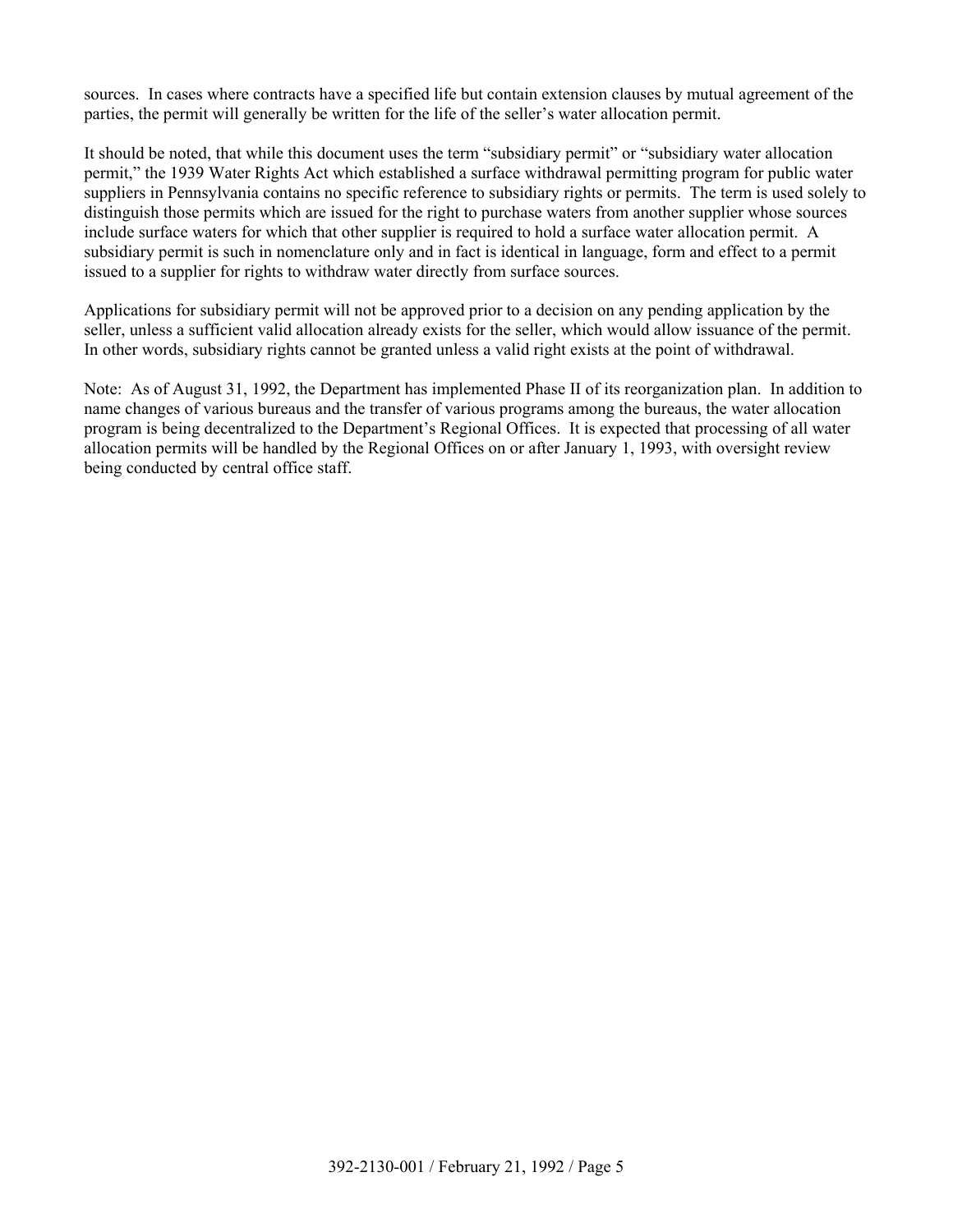sources. In cases where contracts have a specified life but contain extension clauses by mutual agreement of the parties, the permit will generally be written for the life of the seller's water allocation permit.

It should be noted, that while this document uses the term "subsidiary permit" or "subsidiary water allocation permit," the 1939 Water Rights Act which established a surface withdrawal permitting program for public water suppliers in Pennsylvania contains no specific reference to subsidiary rights or permits. The term is used solely to distinguish those permits which are issued for the right to purchase waters from another supplier whose sources include surface waters for which that other supplier is required to hold a surface water allocation permit. A subsidiary permit is such in nomenclature only and in fact is identical in language, form and effect to a permit issued to a supplier for rights to withdraw water directly from surface sources.

Applications for subsidiary permit will not be approved prior to a decision on any pending application by the seller, unless a sufficient valid allocation already exists for the seller, which would allow issuance of the permit. In other words, subsidiary rights cannot be granted unless a valid right exists at the point of withdrawal.

Note: As of August 31, 1992, the Department has implemented Phase II of its reorganization plan. In addition to name changes of various bureaus and the transfer of various programs among the bureaus, the water allocation program is being decentralized to the Department's Regional Offices. It is expected that processing of all water allocation permits will be handled by the Regional Offices on or after January 1, 1993, with oversight review being conducted by central office staff.